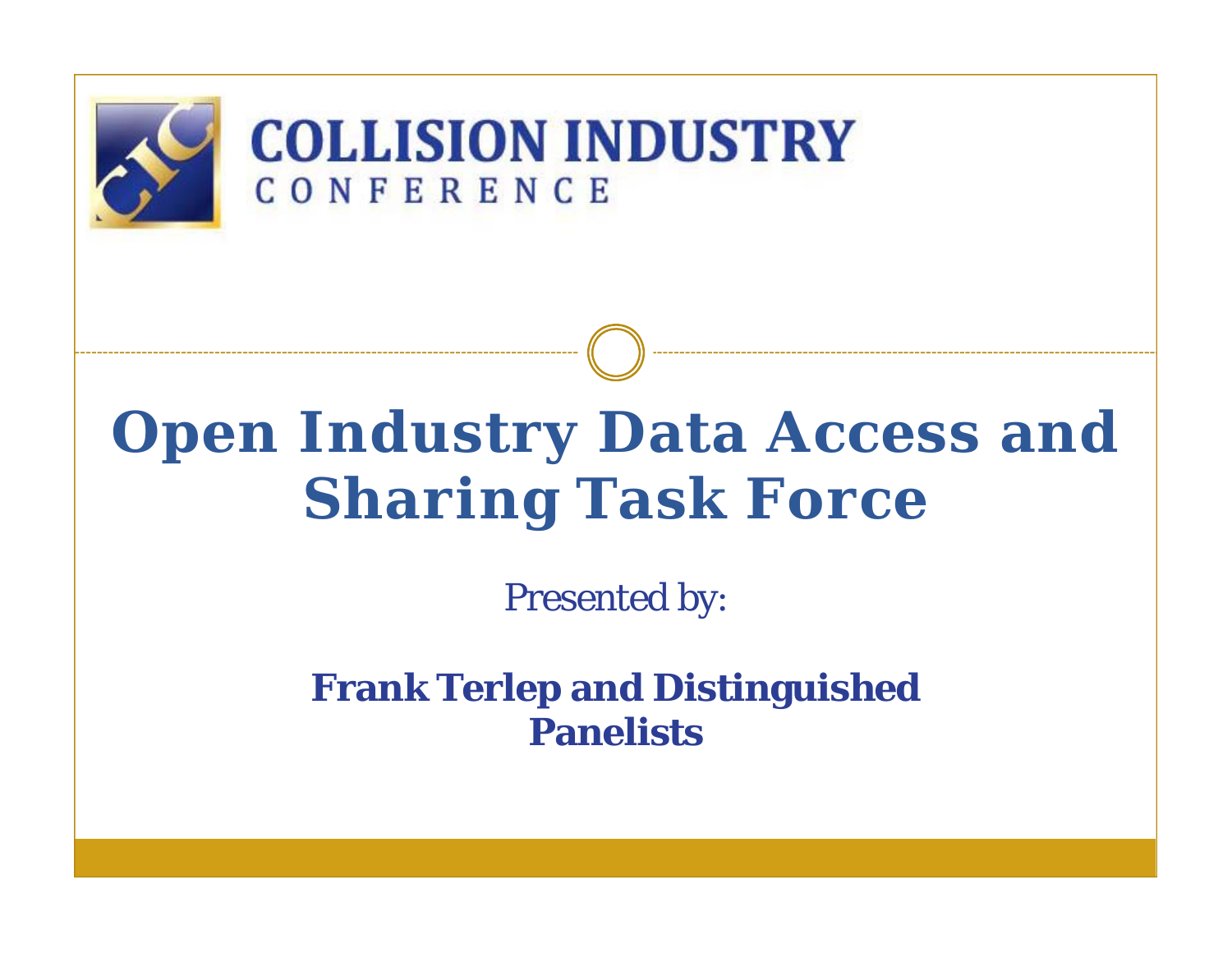COLLISION INDUSTRY CONFERENCE

# Open Industry Data Access and Sharing Task Force

*Presented by:*

**Frank Terlep and Distinguished Panelists**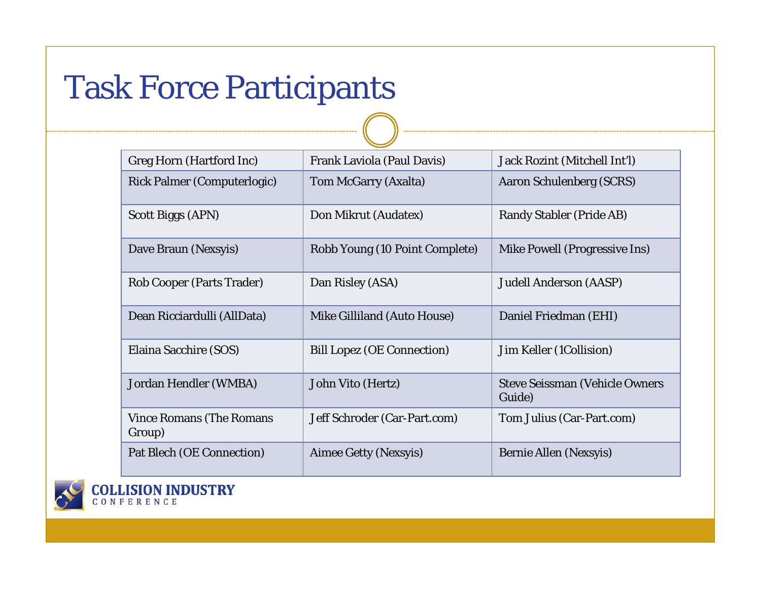# Task Force Participants

| | | |
|---|---|---|
| Greg Horn (Hartford Inc) | Frank Laviola (Paul Davis) | Jack Rozint (Mitchell Int'l) |
| Rick Palmer (Computerlogic) | Tom McGarry (Axalta) | Aaron Schulenberg (SCRS) |
| Scott Biggs (APN) | Don Mikrut (Audatex) | Randy Stabler (Pride AB) |
| Dave Braun (Nexsyis) | Robb Young (10 Point Complete) | Mike Powell (Progressive Ins) |
| Rob Cooper (Parts Trader) | Dan Risley (ASA) | Judell Anderson (AASP) |
| Dean Ricciardulli (AllData) | Mike Gilliland (Auto House) | Daniel Friedman (EHI) |
| Elaina Sacchire (SOS) | Bill Lopez (OE Connection) | Jim Keller (1Collision) |
| Jordan Hendler (WMBA) | John Vito (Hertz) | Steve Seissman (Vehicle Owners Guide) |
| Vince Romans (The Romans Group) | Jeff Schroder (Car-Part.com) | Tom Julius (Car-Part.com) |
| Pat Blech (OE Connection) | Aimee Getty (Nexsyis) | Bernie Allen (Nexsyis) |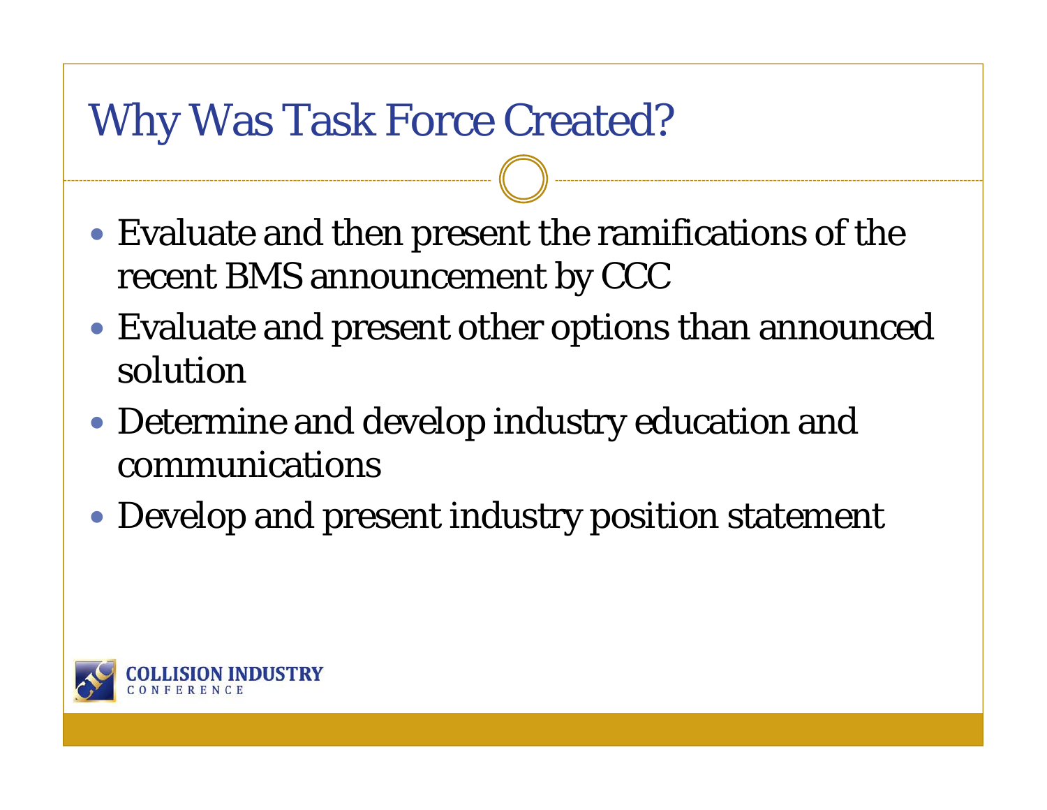# Why Was Task Force Created?

- Evaluate and then present the ramifications of the recent BMS announcement by CCC
- Evaluate and present other options than announced solution
- Determine and develop industry education and communications
- Develop and present industry position statement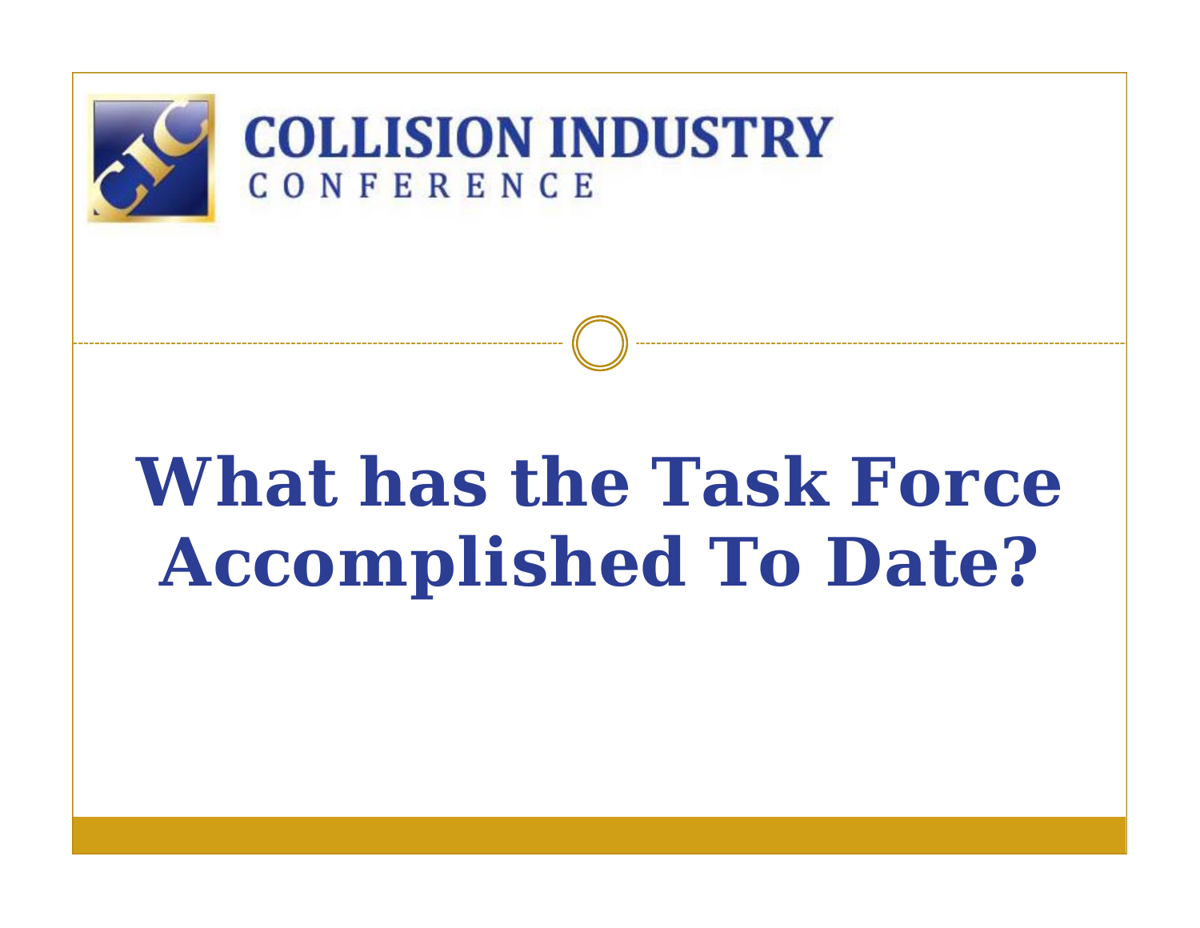COLLISION INDUSTRY CONFERENCE

# What has the Task Force Accomplished To Date?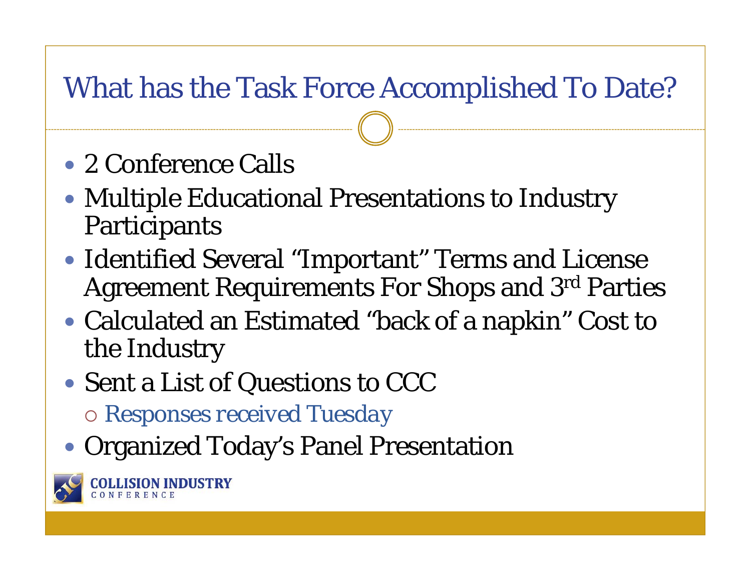# What has the Task Force Accomplished To Date?

- 2 Conference Calls
- Multiple Educational Presentations to Industry Participants
- Identified Several "Important" Terms and License Agreement Requirements For Shops and 3rd Parties
- Calculated an Estimated "back of a napkin" Cost to the Industry
- Sent a List of Questions to CCC
  - Responses received Tuesday
- Organized Today's Panel Presentation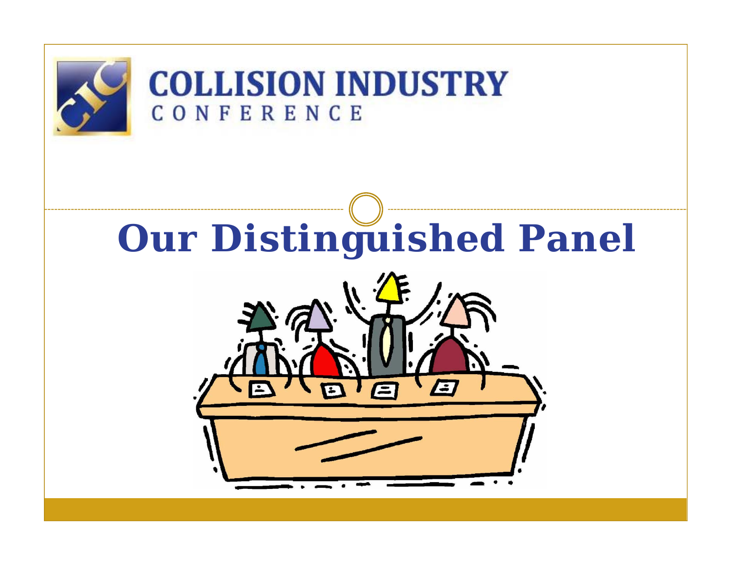COLLISION INDUSTRY

CONFERENCE

# Our Distinguished Panel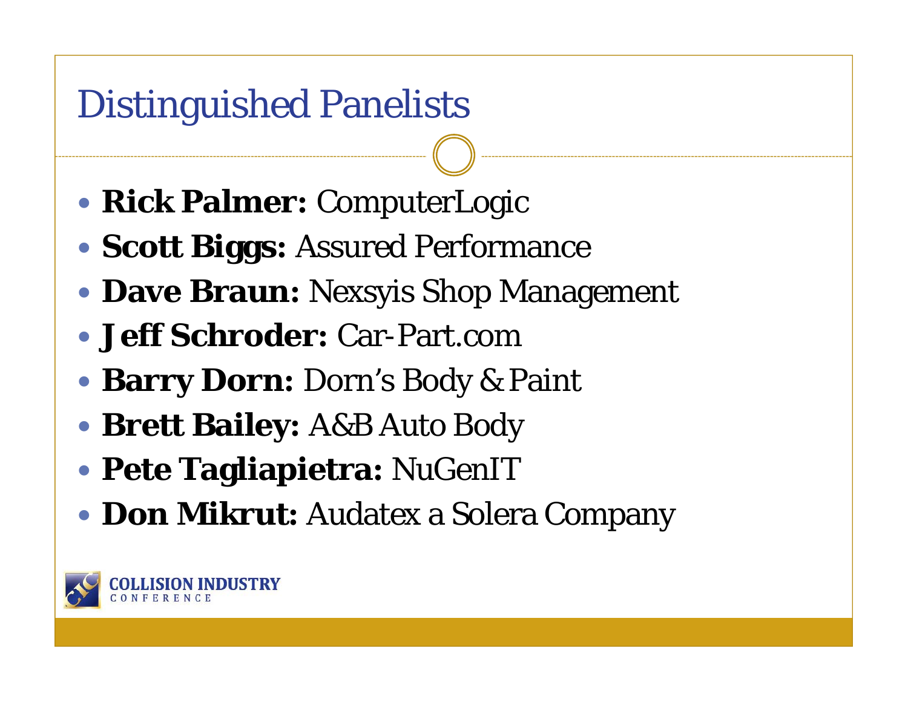# Distinguished Panelists

- **Rick Palmer:** ComputerLogic
- **Scott Biggs:** Assured Performance
- **Dave Braun:** Nexsyis Shop Management
- **Jeff Schroder:** Car-Part.com
- **Barry Dorn:** Dorn's Body & Paint
- **Brett Bailey:** A&B Auto Body
- **Pete Tagliapietra:** NuGenIT
- **Don Mikrut:** Audatex a Solera Company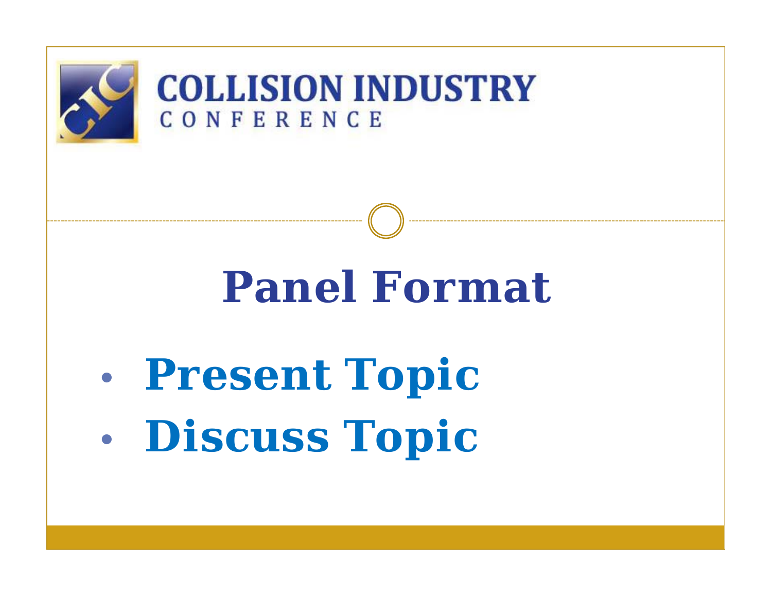COLLISION INDUSTRY
CONFERENCE

# Panel Format

- Present Topic
- Discuss Topic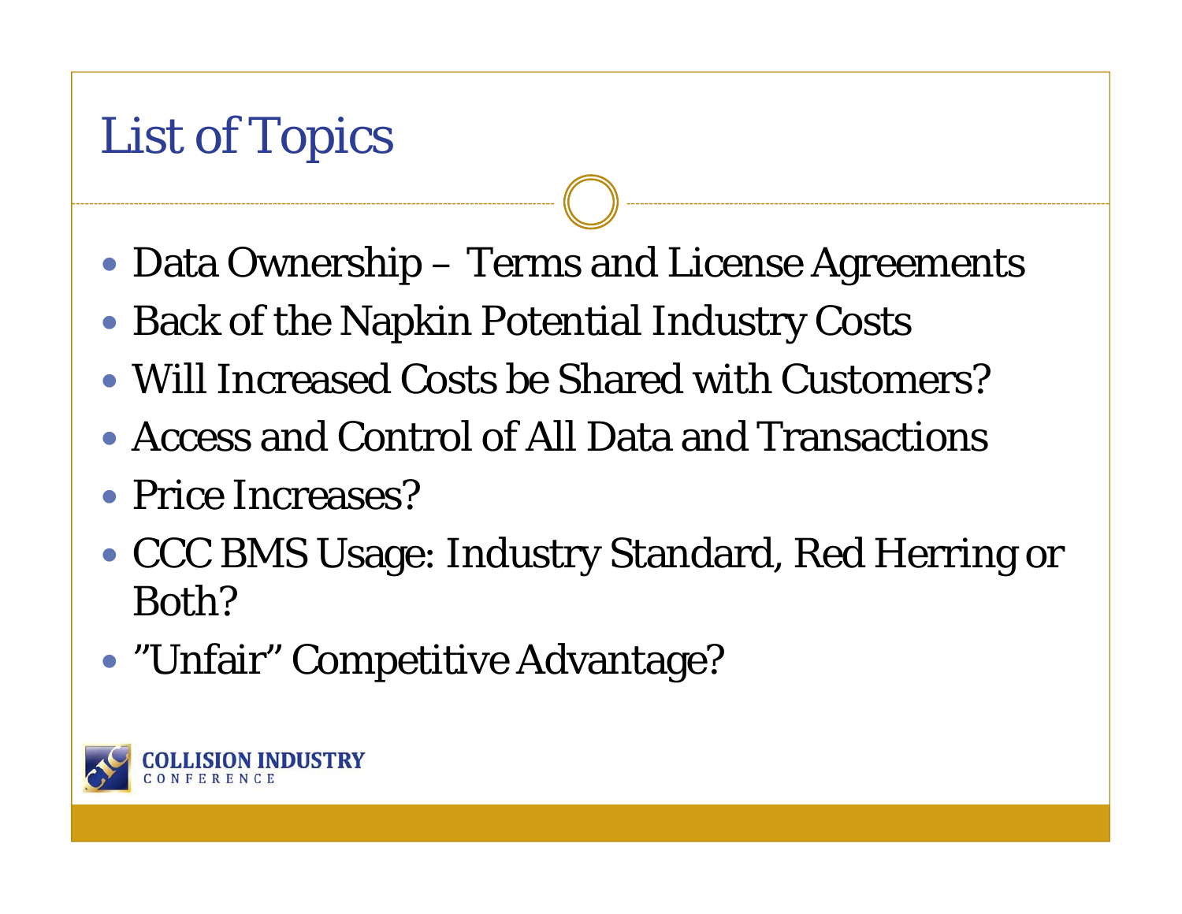# List of Topics

- Data Ownership – Terms and License Agreements
- Back of the Napkin Potential Industry Costs
- Will Increased Costs be Shared with Customers?
- Access and Control of All Data and Transactions
- Price Increases?
- CCC BMS Usage: Industry Standard, Red Herring or Both?
- "Unfair" Competitive Advantage?

COLLISION INDUSTRY CONFERENCE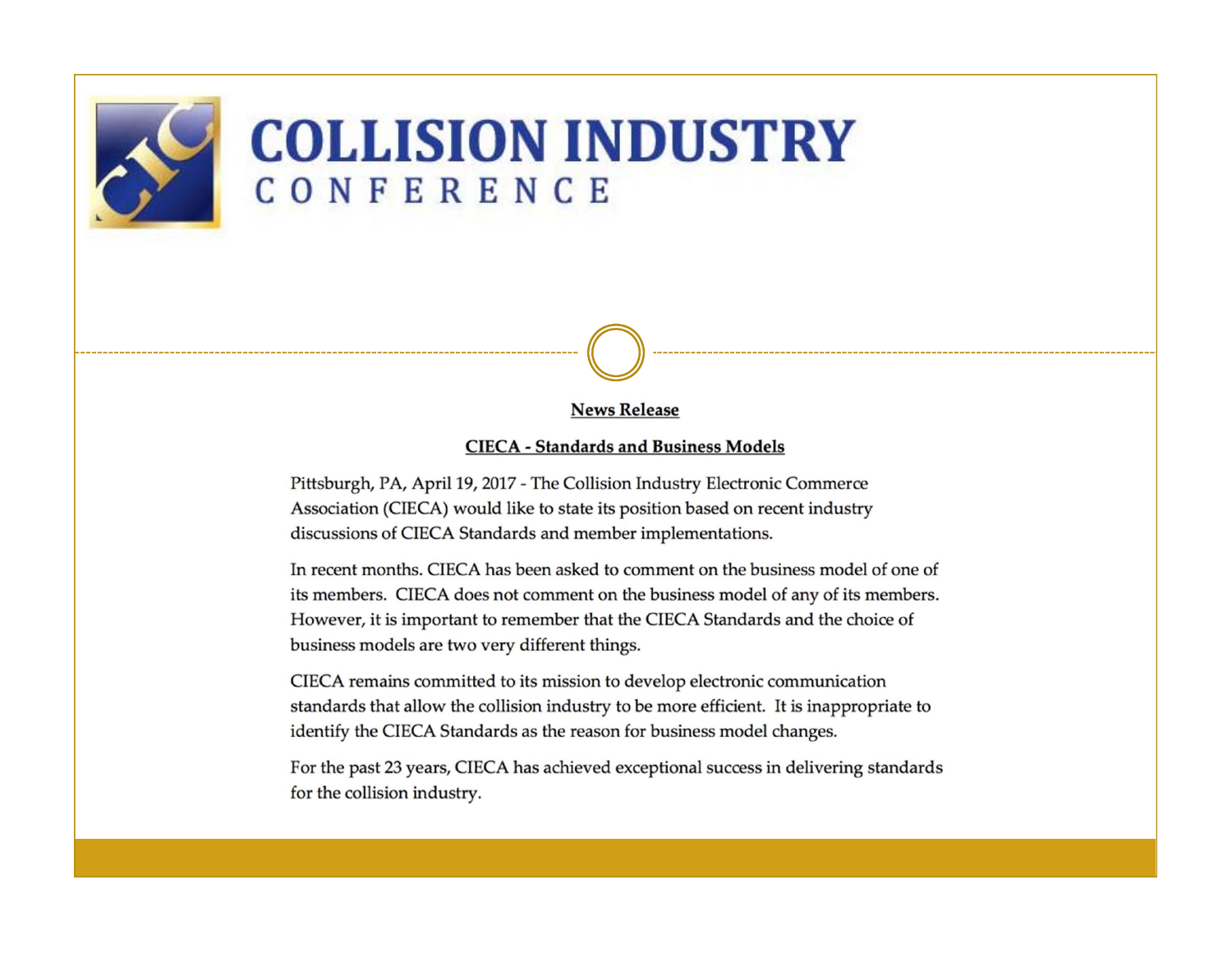# COLLISION INDUSTRY CONFERENCE

**News Release**

**CIECA - Standards and Business Models**

Pittsburgh, PA, April 19, 2017 - The Collision Industry Electronic Commerce Association (CIECA) would like to state its position based on recent industry discussions of CIECA Standards and member implementations.

In recent months. CIECA has been asked to comment on the business model of one of its members. CIECA does not comment on the business model of any of its members. However, it is important to remember that the CIECA Standards and the choice of business models are two very different things.

CIECA remains committed to its mission to develop electronic communication standards that allow the collision industry to be more efficient. It is inappropriate to identify the CIECA Standards as the reason for business model changes.

For the past 23 years, CIECA has achieved exceptional success in delivering standards for the collision industry.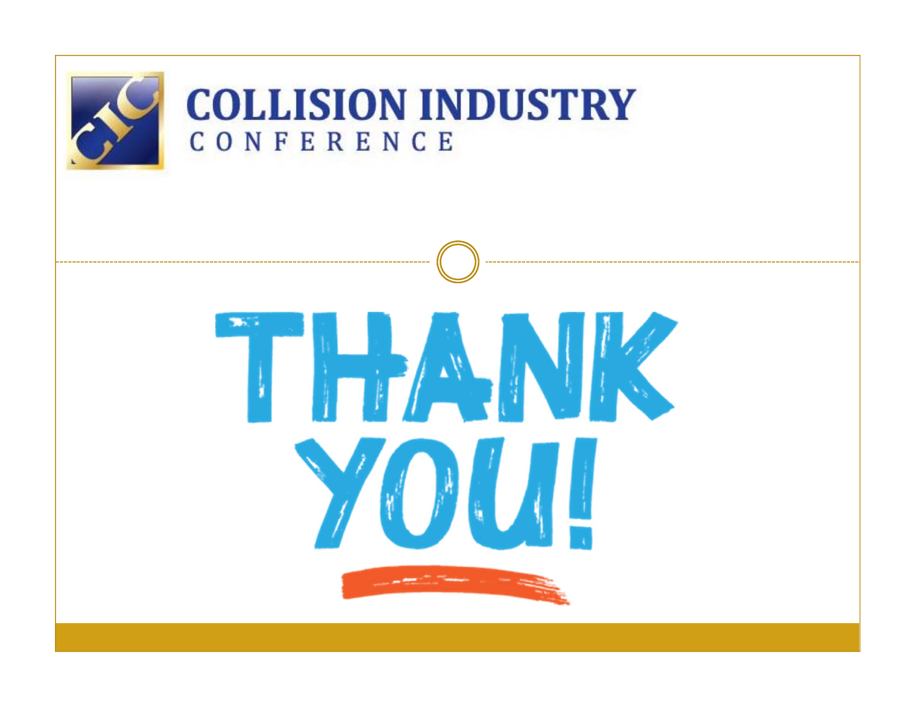COLLISION INDUSTRY

CONFERENCE

# THANK YOU!